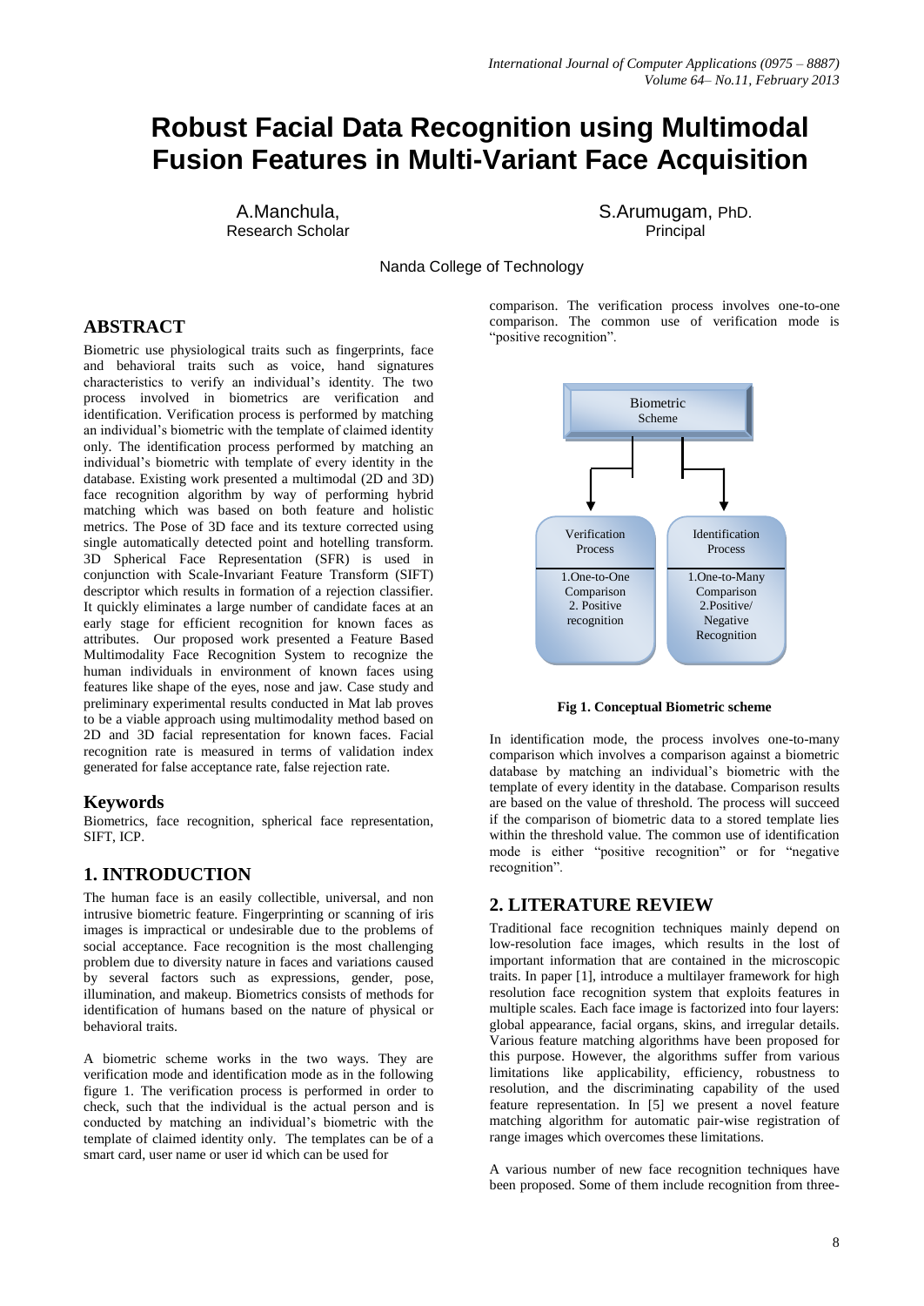# Robust Facial Data Recognition using Multimodal Fusion Features in Multi-Variant Face Acquisition

A.Manchula,
Research Scholar

S.Arumugam, PhD.
Principal

Nanda College of Technology

## ABSTRACT

Biometric use physiological traits such as fingerprints, face and behavioral traits such as voice, hand signatures characteristics to verify an individual's identity. The two process involved in biometrics are verification and identification. Verification process is performed by matching an individual's biometric with the template of claimed identity only. The identification process performed by matching an individual's biometric with template of every identity in the database. Existing work presented a multimodal (2D and 3D) face recognition algorithm by way of performing hybrid matching which was based on both feature and holistic metrics. The Pose of 3D face and its texture corrected using single automatically detected point and hotelling transform. 3D Spherical Face Representation (SFR) is used in conjunction with Scale-Invariant Feature Transform (SIFT) descriptor which results in formation of a rejection classifier. It quickly eliminates a large number of candidate faces at an early stage for efficient recognition for known faces as attributes. Our proposed work presented a Feature Based Multimodality Face Recognition System to recognize the human individuals in environment of known faces using features like shape of the eyes, nose and jaw. Case study and preliminary experimental results conducted in Mat lab proves to be a viable approach using multimodality method based on 2D and 3D facial representation for known faces. Facial recognition rate is measured in terms of validation index generated for false acceptance rate, false rejection rate.

## Keywords

Biometrics, face recognition, spherical face representation, SIFT, ICP.

## 1. INTRODUCTION

The human face is an easily collectible, universal, and non intrusive biometric feature. Fingerprinting or scanning of iris images is impractical or undesirable due to the problems of social acceptance. Face recognition is the most challenging problem due to diversity nature in faces and variations caused by several factors such as expressions, gender, pose, illumination, and makeup. Biometrics consists of methods for identification of humans based on the nature of physical or behavioral traits.

A biometric scheme works in the two ways. They are verification mode and identification mode as in the following figure 1. The verification process is performed in order to check, such that the individual is the actual person and is conducted by matching an individual's biometric with the template of claimed identity only. The templates can be of a smart card, user name or user id which can be used for comparison. The verification process involves one-to-one comparison. The common use of verification mode is "positive recognition".

Biometric Scheme

Verification Process: 1.One-to-One Comparison 2. Positive recognition

Identification Process: 1.One-to-Many Comparison 2.Positive/ Negative Recognition

**Fig 1. Conceptual Biometric scheme**

In identification mode, the process involves one-to-many comparison which involves a comparison against a biometric database by matching an individual's biometric with the template of every identity in the database. Comparison results are based on the value of threshold. The process will succeed if the comparison of biometric data to a stored template lies within the threshold value. The common use of identification mode is either "positive recognition" or for "negative recognition".

## 2. LITERATURE REVIEW

Traditional face recognition techniques mainly depend on low-resolution face images, which results in the lost of important information that are contained in the microscopic traits. In paper [1], introduce a multilayer framework for high resolution face recognition system that exploits features in multiple scales. Each face image is factorized into four layers: global appearance, facial organs, skins, and irregular details. Various feature matching algorithms have been proposed for this purpose. However, the algorithms suffer from various limitations like applicability, efficiency, robustness to resolution, and the discriminating capability of the used feature representation. In [5] we present a novel feature matching algorithm for automatic pair-wise registration of range images which overcomes these limitations.

A various number of new face recognition techniques have been proposed. Some of them include recognition from three-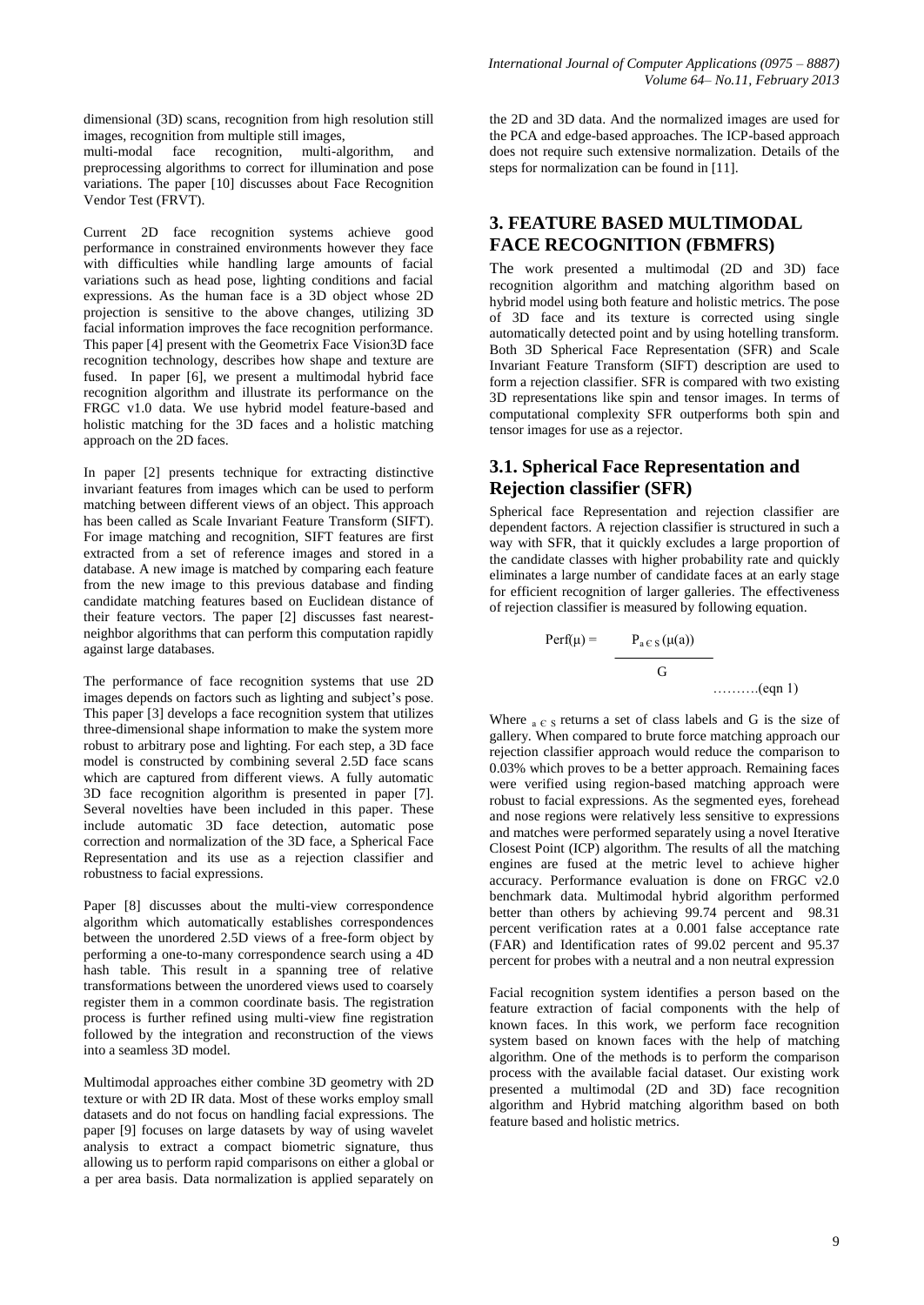dimensional (3D) scans, recognition from high resolution still images, recognition from multiple still images, multi-modal face recognition, multi-algorithm, and preprocessing algorithms to correct for illumination and pose variations. The paper [10] discusses about Face Recognition Vendor Test (FRVT).

Current 2D face recognition systems achieve good performance in constrained environments however they face with difficulties while handling large amounts of facial variations such as head pose, lighting conditions and facial expressions. As the human face is a 3D object whose 2D projection is sensitive to the above changes, utilizing 3D facial information improves the face recognition performance. This paper [4] present with the Geometrix Face Vision3D face recognition technology, describes how shape and texture are fused. In paper [6], we present a multimodal hybrid face recognition algorithm and illustrate its performance on the FRGC v1.0 data. We use hybrid model feature-based and holistic matching for the 3D faces and a holistic matching approach on the 2D faces.

In paper [2] presents technique for extracting distinctive invariant features from images which can be used to perform matching between different views of an object. This approach has been called as Scale Invariant Feature Transform (SIFT). For image matching and recognition, SIFT features are first extracted from a set of reference images and stored in a database. A new image is matched by comparing each feature from the new image to this previous database and finding candidate matching features based on Euclidean distance of their feature vectors. The paper [2] discusses fast nearest-neighbor algorithms that can perform this computation rapidly against large databases.

The performance of face recognition systems that use 2D images depends on factors such as lighting and subject's pose. This paper [3] develops a face recognition system that utilizes three-dimensional shape information to make the system more robust to arbitrary pose and lighting. For each step, a 3D face model is constructed by combining several 2.5D face scans which are captured from different views. A fully automatic 3D face recognition algorithm is presented in paper [7]. Several novelties have been included in this paper. These include automatic 3D face detection, automatic pose correction and normalization of the 3D face, a Spherical Face Representation and its use as a rejection classifier and robustness to facial expressions.

Paper [8] discusses about the multi-view correspondence algorithm which automatically establishes correspondences between the unordered 2.5D views of a free-form object by performing a one-to-many correspondence search using a 4D hash table. This result in a spanning tree of relative transformations between the unordered views used to coarsely register them in a common coordinate basis. The registration process is further refined using multi-view fine registration followed by the integration and reconstruction of the views into a seamless 3D model.

Multimodal approaches either combine 3D geometry with 2D texture or with 2D IR data. Most of these works employ small datasets and do not focus on handling facial expressions. The paper [9] focuses on large datasets by way of using wavelet analysis to extract a compact biometric signature, thus allowing us to perform rapid comparisons on either a global or a per area basis. Data normalization is applied separately on the 2D and 3D data. And the normalized images are used for the PCA and edge-based approaches. The ICP-based approach does not require such extensive normalization. Details of the steps for normalization can be found in [11].

## 3. FEATURE BASED MULTIMODAL FACE RECOGNITION (FBMFRS)

The work presented a multimodal (2D and 3D) face recognition algorithm and matching algorithm based on hybrid model using both feature and holistic metrics. The pose of 3D face and its texture is corrected using single automatically detected point and by using hotelling transform. Both 3D Spherical Face Representation (SFR) and Scale Invariant Feature Transform (SIFT) description are used to form a rejection classifier. SFR is compared with two existing 3D representations like spin and tensor images. In terms of computational complexity SFR outperforms both spin and tensor images for use as a rejector.

### 3.1. Spherical Face Representation and Rejection classifier (SFR)

Spherical face Representation and rejection classifier are dependent factors. A rejection classifier is structured in such a way with SFR, that it quickly excludes a large proportion of the candidate classes with higher probability rate and quickly eliminates a large number of candidate faces at an early stage for efficient recognition of larger galleries. The effectiveness of rejection classifier is measured by following equation.

$$\text{Perf}(\mu) = \frac{P_{a \in S}(\mu(a))}{G} \qquad \text{……….(eqn 1)}$$

Where ${}_{a \in S}$ returns a set of class labels and G is the size of gallery. When compared to brute force matching approach our rejection classifier approach would reduce the comparison to 0.03% which proves to be a better approach. Remaining faces were verified using region-based matching approach were robust to facial expressions. As the segmented eyes, forehead and nose regions were relatively less sensitive to expressions and matches were performed separately using a novel Iterative Closest Point (ICP) algorithm. The results of all the matching engines are fused at the metric level to achieve higher accuracy. Performance evaluation is done on FRGC v2.0 benchmark data. Multimodal hybrid algorithm performed better than others by achieving 99.74 percent and 98.31 percent verification rates at a 0.001 false acceptance rate (FAR) and Identification rates of 99.02 percent and 95.37 percent for probes with a neutral and a non neutral expression

Facial recognition system identifies a person based on the feature extraction of facial components with the help of known faces. In this work, we perform face recognition system based on known faces with the help of matching algorithm. One of the methods is to perform the comparison process with the available facial dataset. Our existing work presented a multimodal (2D and 3D) face recognition algorithm and Hybrid matching algorithm based on both feature based and holistic metrics.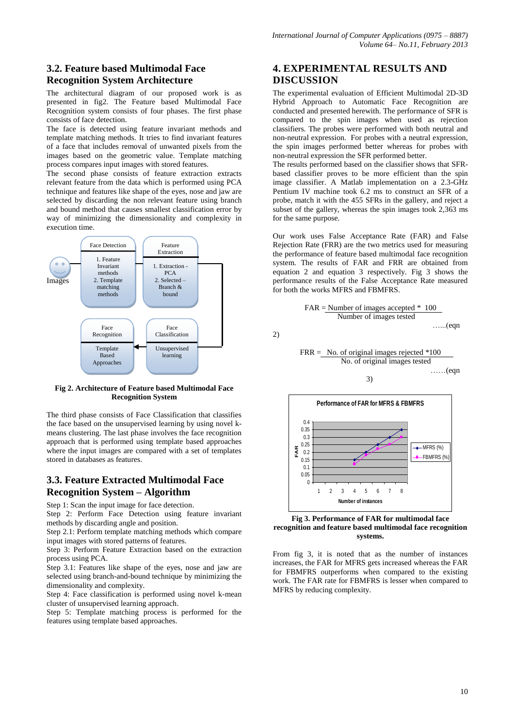## 3.2. Feature based Multimodal Face Recognition System Architecture

The architectural diagram of our proposed work is as presented in fig2. The Feature based Multimodal Face Recognition system consists of four phases. The first phase consists of face detection.

The face is detected using feature invariant methods and template matching methods. It tries to find invariant features of a face that includes removal of unwanted pixels from the images based on the geometric value. Template matching process compares input images with stored features.

The second phase consists of feature extraction extracts relevant feature from the data which is performed using PCA technique and features like shape of the eyes, nose and jaw are selected by discarding the non relevant feature using branch and bound method that causes smallest classification error by way of minimizing the dimensionality and complexity in execution time.

**Fig 2. Architecture of Feature based Multimodal Face Recognition System**

The third phase consists of Face Classification that classifies the face based on the unsupervised learning by using novel k-means clustering. The last phase involves the face recognition approach that is performed using template based approaches where the input images are compared with a set of templates stored in databases as features.

## 3.3. Feature Extracted Multimodal Face Recognition System – Algorithm

Step 1: Scan the input image for face detection.

Step 2: Perform Face Detection using feature invariant methods by discarding angle and position.

Step 2.1: Perform template matching methods which compare input images with stored patterns of features.

Step 3: Perform Feature Extraction based on the extraction process using PCA.

Step 3.1: Features like shape of the eyes, nose and jaw are selected using branch-and-bound technique by minimizing the dimensionality and complexity.

Step 4: Face classification is performed using novel k-mean cluster of unsupervised learning approach.

Step 5: Template matching process is performed for the features using template based approaches.

## 4. EXPERIMENTAL RESULTS AND DISCUSSION

The experimental evaluation of Efficient Multimodal 2D-3D Hybrid Approach to Automatic Face Recognition are conducted and presented herewith. The performance of SFR is compared to the spin images when used as rejection classifiers. The probes were performed with both neutral and non-neutral expression. For probes with a neutral expression, the spin images performed better whereas for probes with non-neutral expression the SFR performed better.

The results performed based on the classifier shows that SFR-based classifier proves to be more efficient than the spin image classifier. A Matlab implementation on a 2.3-GHz Pentium IV machine took 6.2 ms to construct an SFR of a probe, match it with the 455 SFRs in the gallery, and reject a subset of the gallery, whereas the spin images took 2,363 ms for the same purpose.

Our work uses False Acceptance Rate (FAR) and False Rejection Rate (FRR) are the two metrics used for measuring the performance of feature based multimodal face recognition system. The results of FAR and FRR are obtained from equation 2 and equation 3 respectively. Fig 3 shows the performance results of the False Acceptance Rate measured for both the works MFRS and FBMFRS.

$$FAR = \frac{\text{Number of images accepted} * 100}{\text{Number of images tested}} \quad \text{......(eqn 2)}$$

$$FRR = \frac{\text{No. of original images rejected} * 100}{\text{No. of original images tested}} \quad \text{......(eqn 3)}$$

**Fig 3. Performance of FAR for multimodal face recognition and feature based multimodal face recognition systems.**

From fig 3, it is noted that as the number of instances increases, the FAR for MFRS gets increased whereas the FAR for FBMFRS outperforms when compared to the existing work. The FAR rate for FBMFRS is lesser when compared to MFRS by reducing complexity.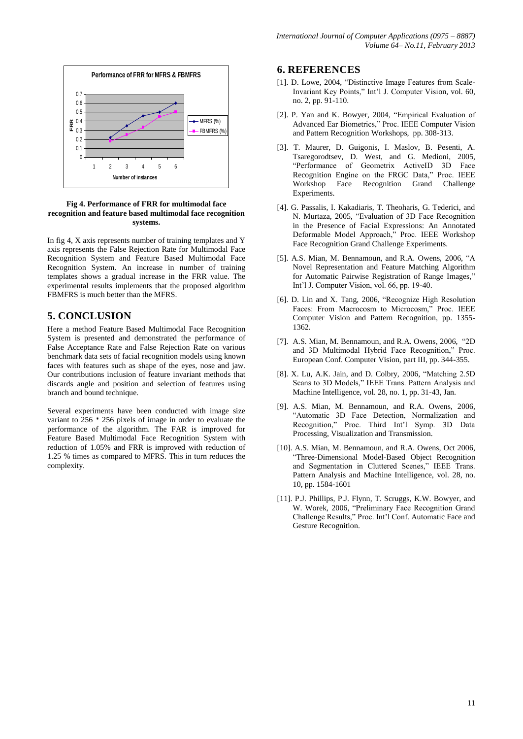Performance of FRR for MFRS & FBMFRS

0.7
0.6
0.5
0.4
0.3
0.2
0.1
0

FRR

1 2 3 4 5 6

Number of instances

MFRS (%)
FBMFRS (%)

**Fig 4. Performance of FRR for multimodal face recognition and feature based multimodal face recognition systems.**

In fig 4, X axis represents number of training templates and Y axis represents the False Rejection Rate for Multimodal Face Recognition System and Feature Based Multimodal Face Recognition System. An increase in number of training templates shows a gradual increase in the FRR value. The experimental results implements that the proposed algorithm FBMFRS is much better than the MFRS.

## 5. CONCLUSION

Here a method Feature Based Multimodal Face Recognition System is presented and demonstrated the performance of False Acceptance Rate and False Rejection Rate on various benchmark data sets of facial recognition models using known faces with features such as shape of the eyes, nose and jaw. Our contributions inclusion of feature invariant methods that discards angle and position and selection of features using branch and bound technique.

Several experiments have been conducted with image size variant to 256 * 256 pixels of image in order to evaluate the performance of the algorithm. The FAR is improved for Feature Based Multimodal Face Recognition System with reduction of 1.05% and FRR is improved with reduction of 1.25 % times as compared to MFRS. This in turn reduces the complexity.

## 6. REFERENCES

[1]. D. Lowe, 2004, "Distinctive Image Features from Scale-Invariant Key Points," Int'l J. Computer Vision, vol. 60, no. 2, pp. 91-110.

[2]. P. Yan and K. Bowyer, 2004, "Empirical Evaluation of Advanced Ear Biometrics," Proc. IEEE Computer Vision and Pattern Recognition Workshops, pp. 308-313.

[3]. T. Maurer, D. Guigonis, I. Maslov, B. Pesenti, A. Tsaregorodtsev, D. West, and G. Medioni, 2005, "Performance of Geometrix ActiveID 3D Face Recognition Engine on the FRGC Data," Proc. IEEE Workshop Face Recognition Grand Challenge Experiments.

[4]. G. Passalis, I. Kakadiaris, T. Theoharis, G. Tederici, and N. Murtaza, 2005, "Evaluation of 3D Face Recognition in the Presence of Facial Expressions: An Annotated Deformable Model Approach," Proc. IEEE Workshop Face Recognition Grand Challenge Experiments.

[5]. A.S. Mian, M. Bennamoun, and R.A. Owens, 2006, "A Novel Representation and Feature Matching Algorithm for Automatic Pairwise Registration of Range Images," Int'l J. Computer Vision, vol. 66, pp. 19-40.

[6]. D. Lin and X. Tang, 2006, "Recognize High Resolution Faces: From Macrocosm to Microcosm," Proc. IEEE Computer Vision and Pattern Recognition, pp. 1355-1362.

[7]. A.S. Mian, M. Bennamoun, and R.A. Owens, 2006, "2D and 3D Multimodal Hybrid Face Recognition," Proc. European Conf. Computer Vision, part III, pp. 344-355.

[8]. X. Lu, A.K. Jain, and D. Colbry, 2006, "Matching 2.5D Scans to 3D Models," IEEE Trans. Pattern Analysis and Machine Intelligence, vol. 28, no. 1, pp. 31-43, Jan.

[9]. A.S. Mian, M. Bennamoun, and R.A. Owens, 2006, "Automatic 3D Face Detection, Normalization and Recognition," Proc. Third Int'l Symp. 3D Data Processing, Visualization and Transmission.

[10]. A.S. Mian, M. Bennamoun, and R.A. Owens, Oct 2006, "Three-Dimensional Model-Based Object Recognition and Segmentation in Cluttered Scenes," IEEE Trans. Pattern Analysis and Machine Intelligence, vol. 28, no. 10, pp. 1584-1601

[11]. P.J. Phillips, P.J. Flynn, T. Scruggs, K.W. Bowyer, and W. Worek, 2006, "Preliminary Face Recognition Grand Challenge Results," Proc. Int'l Conf. Automatic Face and Gesture Recognition.